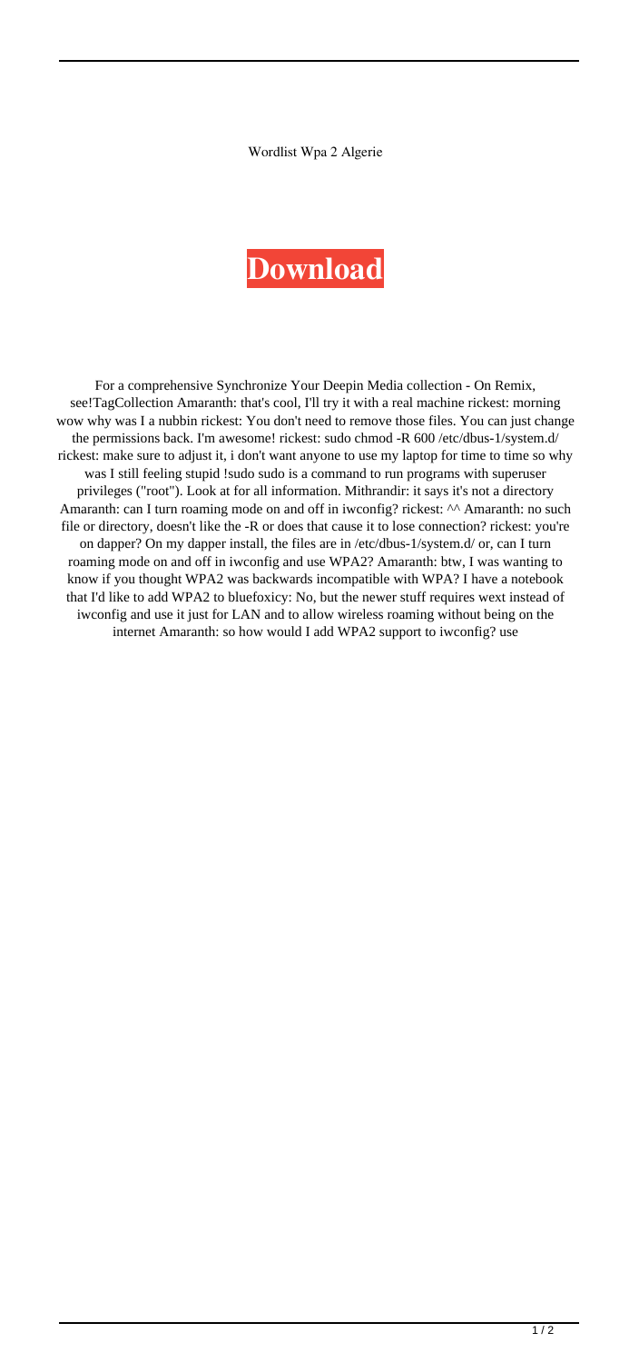Wordlist Wpa 2 Algerie

# **Download**

For a comprehensive Synchronize Your Deepin Media collection - On Remix, see!TagCollection Amaranth: that's cool, I'll try it with a real machine rickest: morning wow why was I a nubbin rickest: You don't need to remove those files. You can just change the permissions back. I'm awesome! rickest: sudo chmod -R 600 /etc/dbus-1/system.d/ rickest: make sure to adjust it, i don't want anyone to use my laptop for time to time so why was I still feeling stupid !sudo sudo is a command to run programs with superuser privileges ("root"). Look at for all information. Mithrandir: it says it's not a directory Amaranth: can I turn roaming mode on and off in iwconfig? rickest: ^^ Amaranth: no such file or directory, doesn't like the -R or does that cause it to lose connection? rickest: you're on dapper? On my dapper install, the files are in /etc/dbus-1/system.d/ or, can I turn roaming mode on and off in iwconfig and use WPA2? Amaranth: btw, I was wanting to know if you thought WPA2 was backwards incompatible with WPA? I have a notebook that I'd like to add WPA2 to bluefoxicy: No, but the newer stuff requires wext instead of iwconfig and use it just for LAN and to allow wireless roaming without being on the internet Amaranth: so how would I add WPA2 support to iwconfig? use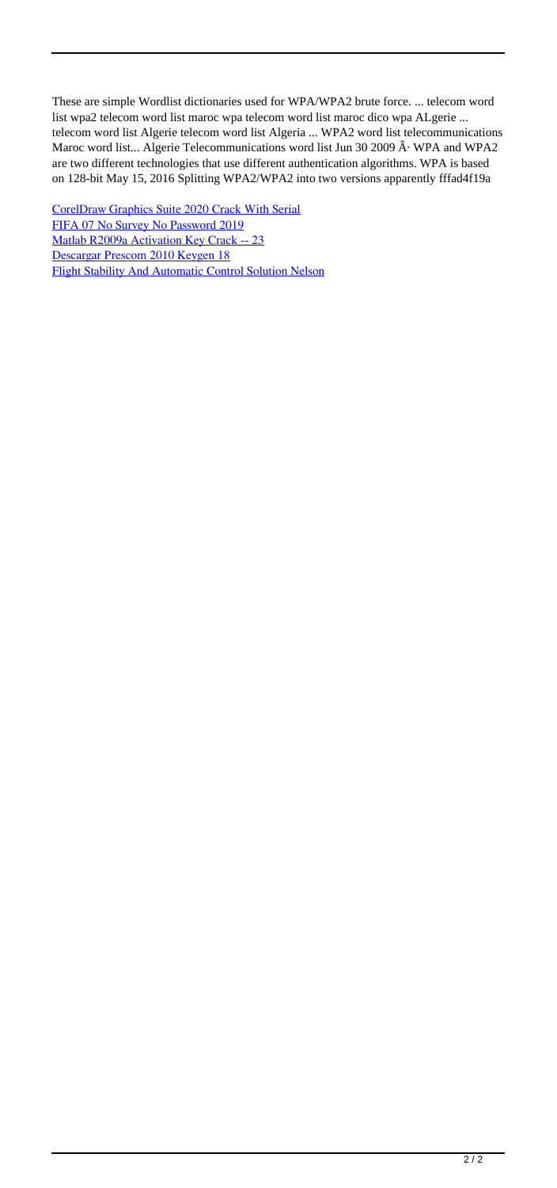These are simple Wordlist dictionaries used for WPA/WPA2 brute force. ... telecom word list wpa2 telecom word list maroc wpa telecom word list maroc dico wpa ALgerie ... telecom word list Algerie telecom word list Algeria ... WPA2 word list telecommunications Maroc word list... Algerie Telecommunications word list Jun 30 2009 Â· WPA and WPA2 are two different technologies that use different authentication algorithms. WPA is based on 128-bit May 15, 2016 Splitting WPA2/WPA2 into two versions apparently fffad4f19a

CorelDraw Graphics Suite 2020 Crack With Serial
FIFA 07 No Survey No Password 2019
Matlab R2009a Activation Key Crack -- 23
Descargar Prescom 2010 Keygen 18
Flight Stability And Automatic Control Solution Nelson